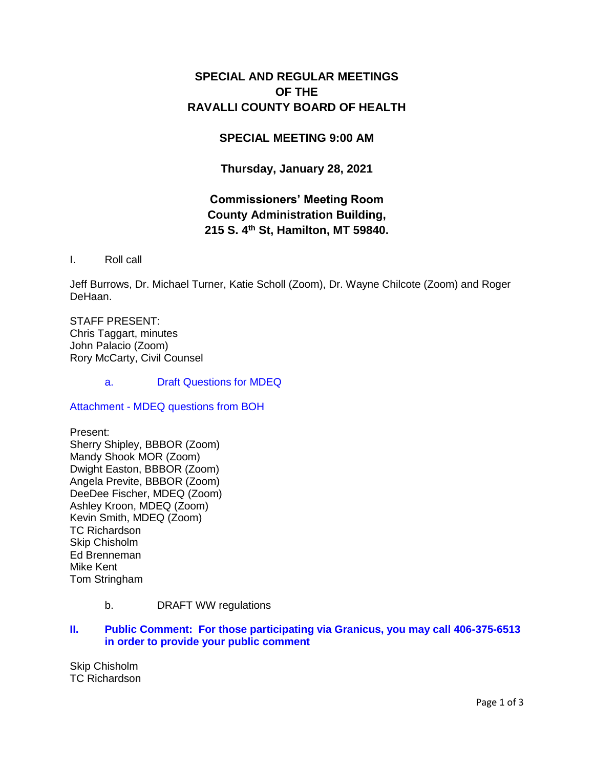# SPECIAL AND REGULAR MEETINGS OF THE RAVALLI COUNTY BOARD OF HEALTH

## SPECIAL MEETING 9:00 AM

### Thursday, January 28, 2021

### Commissioners' Meeting Room
### County Administration Building,
### 215 S. 4th St, Hamilton, MT 59840.

I. Roll call

Jeff Burrows, Dr. Michael Turner, Katie Scholl (Zoom), Dr. Wayne Chilcote (Zoom) and Roger DeHaan.

STAFF PRESENT:
Chris Taggart, minutes
John Palacio (Zoom)
Rory McCarty, Civil Counsel

a. Draft Questions for MDEQ

Attachment - MDEQ questions from BOH

Present:
Sherry Shipley, BBBOR (Zoom)
Mandy Shook MOR (Zoom)
Dwight Easton, BBBOR (Zoom)
Angela Previte, BBBOR (Zoom)
DeeDee Fischer, MDEQ (Zoom)
Ashley Kroon, MDEQ (Zoom)
Kevin Smith, MDEQ (Zoom)
TC Richardson
Skip Chisholm
Ed Brenneman
Mike Kent
Tom Stringham

b. DRAFT WW regulations

**II. Public Comment: For those participating via Granicus, you may call 406-375-6513 in order to provide your public comment**

Skip Chisholm
TC Richardson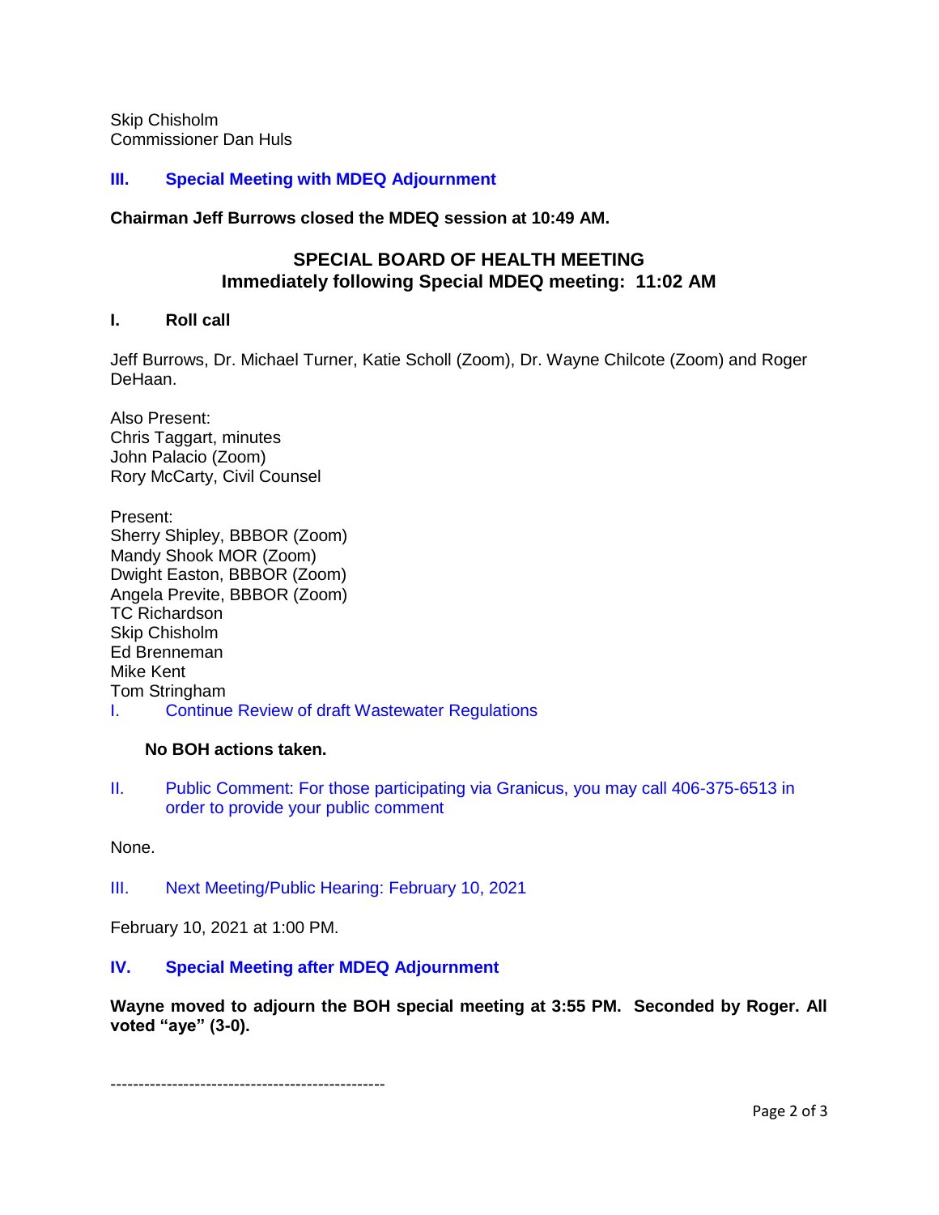Skip Chisholm
Commissioner Dan Huls

### III. Special Meeting with MDEQ Adjournment

**Chairman Jeff Burrows closed the MDEQ session at 10:49 AM.**

## SPECIAL BOARD OF HEALTH MEETING
## Immediately following Special MDEQ meeting: 11:02 AM

### I. Roll call

Jeff Burrows, Dr. Michael Turner, Katie Scholl (Zoom), Dr. Wayne Chilcote (Zoom) and Roger DeHaan.

Also Present:
Chris Taggart, minutes
John Palacio (Zoom)
Rory McCarty, Civil Counsel

Present:
Sherry Shipley, BBBOR (Zoom)
Mandy Shook MOR (Zoom)
Dwight Easton, BBBOR (Zoom)
Angela Previte, BBBOR (Zoom)
TC Richardson
Skip Chisholm
Ed Brenneman
Mike Kent
Tom Stringham

I. Continue Review of draft Wastewater Regulations

**No BOH actions taken.**

II. Public Comment: For those participating via Granicus, you may call 406-375-6513 in order to provide your public comment

None.

III. Next Meeting/Public Hearing: February 10, 2021

February 10, 2021 at 1:00 PM.

### IV. Special Meeting after MDEQ Adjournment

**Wayne moved to adjourn the BOH special meeting at 3:55 PM. Seconded by Roger. All voted "aye" (3-0).**

-------------------------------------------------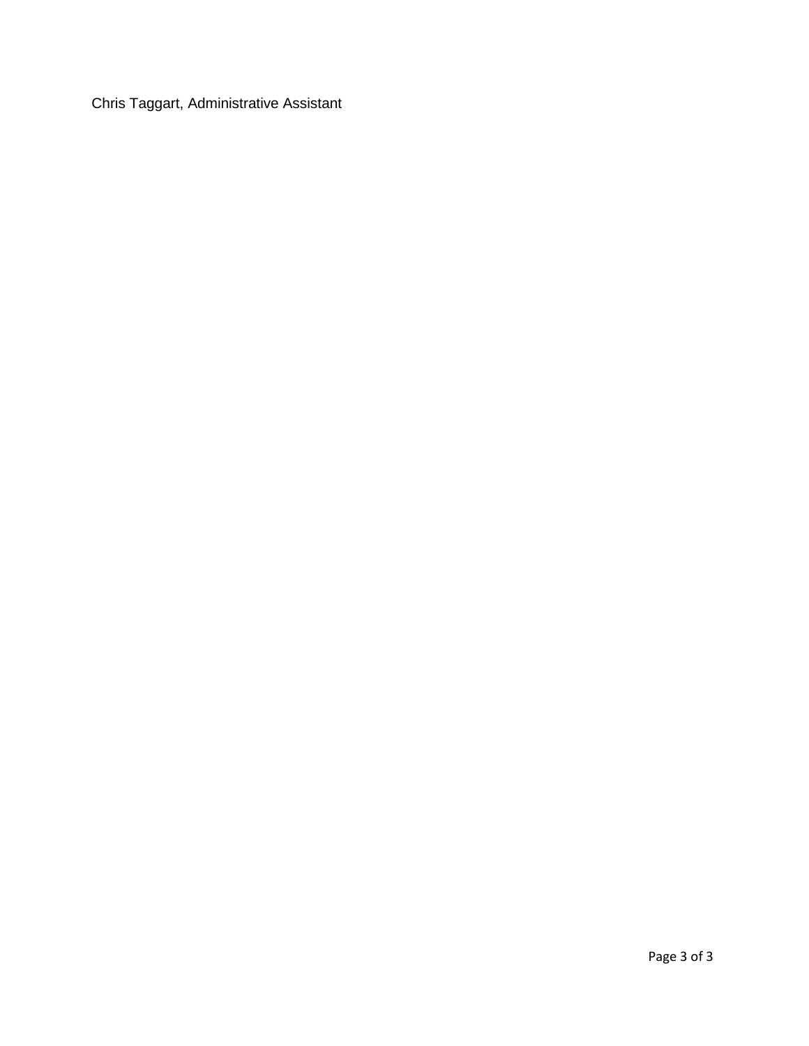Chris Taggart, Administrative Assistant